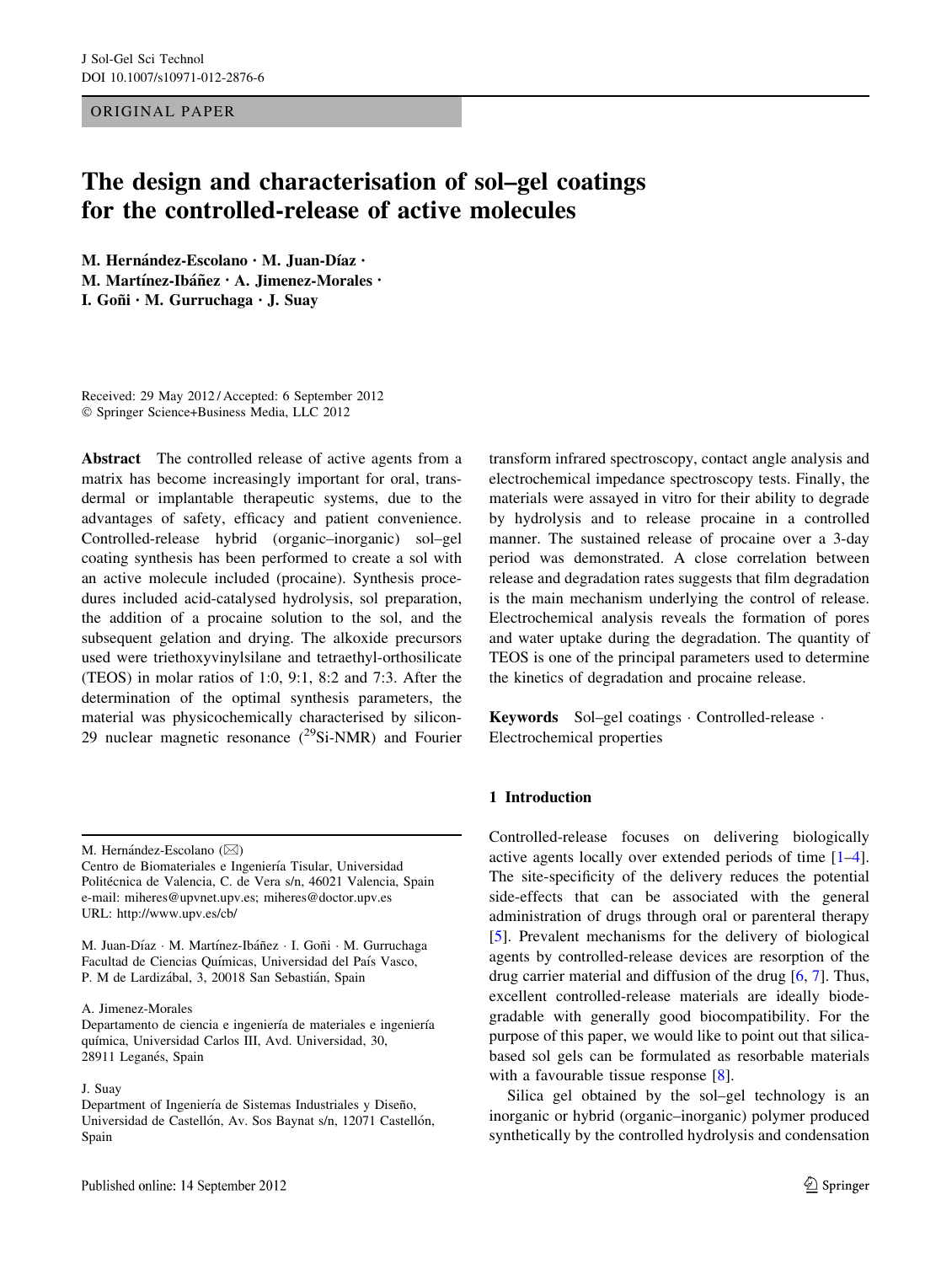ORIGINAL PAPER

# The design and characterisation of sol–gel coatings for the controlled-release of active molecules

**M. Hernández-Escolano · M. Juan-Díaz · M. Martínez-Ibáñez · A. Jimenez-Morales · I. Goñi · M. Gurruchaga · J. Suay**

Received: 29 May 2012 / Accepted: 6 September 2012
© Springer Science+Business Media, LLC 2012

**Abstract** The controlled release of active agents from a matrix has become increasingly important for oral, transdermal or implantable therapeutic systems, due to the advantages of safety, efficacy and patient convenience. Controlled-release hybrid (organic–inorganic) sol–gel coating synthesis has been performed to create a sol with an active molecule included (procaine). Synthesis procedures included acid-catalysed hydrolysis, sol preparation, the addition of a procaine solution to the sol, and the subsequent gelation and drying. The alkoxide precursors used were triethoxyvinylsilane and tetraethyl-orthosilicate (TEOS) in molar ratios of 1:0, 9:1, 8:2 and 7:3. After the determination of the optimal synthesis parameters, the material was physicochemically characterised by silicon-29 nuclear magnetic resonance ($^{29}$Si-NMR) and Fourier transform infrared spectroscopy, contact angle analysis and electrochemical impedance spectroscopy tests. Finally, the materials were assayed in vitro for their ability to degrade by hydrolysis and to release procaine in a controlled manner. The sustained release of procaine over a 3-day period was demonstrated. A close correlation between release and degradation rates suggests that film degradation is the main mechanism underlying the control of release. Electrochemical analysis reveals the formation of pores and water uptake during the degradation. The quantity of TEOS is one of the principal parameters used to determine the kinetics of degradation and procaine release.

**Keywords** Sol–gel coatings · Controlled-release · Electrochemical properties

M. Hernández-Escolano (✉)
Centro de Biomateriales e Ingeniería Tisular, Universidad Politécnica de Valencia, C. de Vera s/n, 46021 Valencia, Spain
e-mail: miheres@upvnet.upv.es; miheres@doctor.upv.es
URL: http://www.upv.es/cb/

M. Juan-Díaz · M. Martínez-Ibáñez · I. Goñi · M. Gurruchaga
Facultad de Ciencias Químicas, Universidad del País Vasco, P. M de Lardizábal, 3, 20018 San Sebastián, Spain

A. Jimenez-Morales
Departamento de ciencia e ingeniería de materiales e ingeniería química, Universidad Carlos III, Avd. Universidad, 30, 28911 Leganés, Spain

J. Suay
Department of Ingeniería de Sistemas Industriales y Diseño, Universidad de Castellón, Av. Sos Baynat s/n, 12071 Castellón, Spain

Published online: 14 September 2012

## 1 Introduction

Controlled-release focuses on delivering biologically active agents locally over extended periods of time [1–4]. The site-specificity of the delivery reduces the potential side-effects that can be associated with the general administration of drugs through oral or parenteral therapy [5]. Prevalent mechanisms for the delivery of biological agents by controlled-release devices are resorption of the drug carrier material and diffusion of the drug [6, 7]. Thus, excellent controlled-release materials are ideally biodegradable with generally good biocompatibility. For the purpose of this paper, we would like to point out that silica-based sol gels can be formulated as resorbable materials with a favourable tissue response [8].

Silica gel obtained by the sol–gel technology is an inorganic or hybrid (organic–inorganic) polymer produced synthetically by the controlled hydrolysis and condensation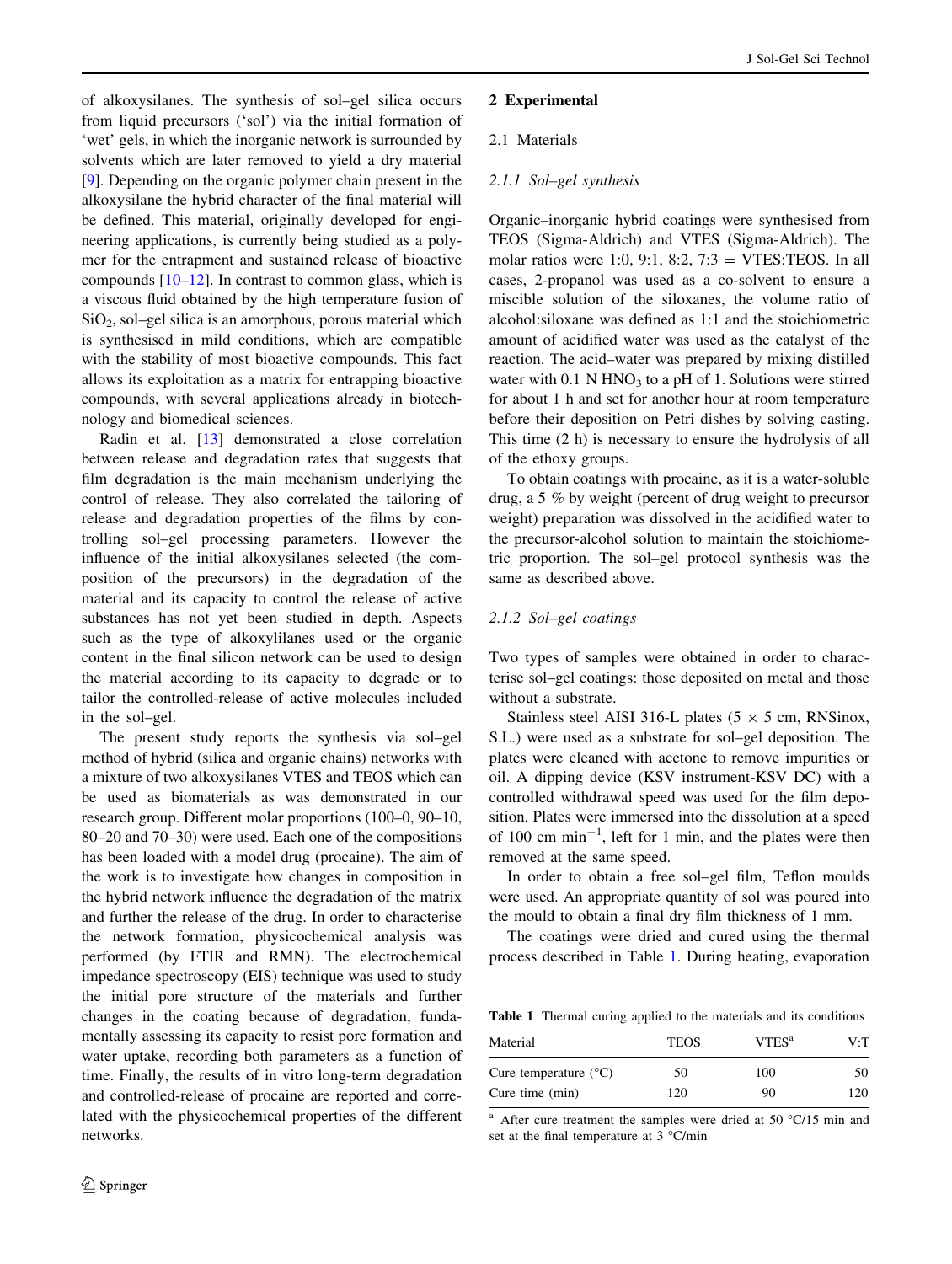of alkoxysilanes. The synthesis of sol–gel silica occurs from liquid precursors ('sol') via the initial formation of 'wet' gels, in which the inorganic network is surrounded by solvents which are later removed to yield a dry material [9]. Depending on the organic polymer chain present in the alkoxysilane the hybrid character of the final material will be defined. This material, originally developed for engineering applications, is currently being studied as a polymer for the entrapment and sustained release of bioactive compounds [10–12]. In contrast to common glass, which is a viscous fluid obtained by the high temperature fusion of $SiO_2$, sol–gel silica is an amorphous, porous material which is synthesised in mild conditions, which are compatible with the stability of most bioactive compounds. This fact allows its exploitation as a matrix for entrapping bioactive compounds, with several applications already in biotechnology and biomedical sciences.

Radin et al. [13] demonstrated a close correlation between release and degradation rates that suggests that film degradation is the main mechanism underlying the control of release. They also correlated the tailoring of release and degradation properties of the films by controlling sol–gel processing parameters. However the influence of the initial alkoxysilanes selected (the composition of the precursors) in the degradation of the material and its capacity to control the release of active substances has not yet been studied in depth. Aspects such as the type of alkoxylilanes used or the organic content in the final silicon network can be used to design the material according to its capacity to degrade or to tailor the controlled-release of active molecules included in the sol–gel.

The present study reports the synthesis via sol–gel method of hybrid (silica and organic chains) networks with a mixture of two alkoxysilanes VTES and TEOS which can be used as biomaterials as was demonstrated in our research group. Different molar proportions (100–0, 90–10, 80–20 and 70–30) were used. Each one of the compositions has been loaded with a model drug (procaine). The aim of the work is to investigate how changes in composition in the hybrid network influence the degradation of the matrix and further the release of the drug. In order to characterise the network formation, physicochemical analysis was performed (by FTIR and RMN). The electrochemical impedance spectroscopy (EIS) technique was used to study the initial pore structure of the materials and further changes in the coating because of degradation, fundamentally assessing its capacity to resist pore formation and water uptake, recording both parameters as a function of time. Finally, the results of in vitro long-term degradation and controlled-release of procaine are reported and correlated with the physicochemical properties of the different networks.

## 2 Experimental

### 2.1 Materials

#### *2.1.1 Sol–gel synthesis*

Organic–inorganic hybrid coatings were synthesised from TEOS (Sigma-Aldrich) and VTES (Sigma-Aldrich). The molar ratios were 1:0, 9:1, 8:2, 7:3 = VTES:TEOS. In all cases, 2-propanol was used as a co-solvent to ensure a miscible solution of the siloxanes, the volume ratio of alcohol:siloxane was defined as 1:1 and the stoichiometric amount of acidified water was used as the catalyst of the reaction. The acid–water was prepared by mixing distilled water with 0.1 N $HNO_3$ to a pH of 1. Solutions were stirred for about 1 h and set for another hour at room temperature before their deposition on Petri dishes by solving casting. This time (2 h) is necessary to ensure the hydrolysis of all of the ethoxy groups.

To obtain coatings with procaine, as it is a water-soluble drug, a 5 % by weight (percent of drug weight to precursor weight) preparation was dissolved in the acidified water to the precursor-alcohol solution to maintain the stoichiometric proportion. The sol–gel protocol synthesis was the same as described above.

#### *2.1.2 Sol–gel coatings*

Two types of samples were obtained in order to characterise sol–gel coatings: those deposited on metal and those without a substrate.

Stainless steel AISI 316-L plates (5 × 5 cm, RNSinox, S.L.) were used as a substrate for sol–gel deposition. The plates were cleaned with acetone to remove impurities or oil. A dipping device (KSV instrument-KSV DC) with a controlled withdrawal speed was used for the film deposition. Plates were immersed into the dissolution at a speed of 100 cm $min^{-1}$, left for 1 min, and the plates were then removed at the same speed.

In order to obtain a free sol–gel film, Teflon moulds were used. An appropriate quantity of sol was poured into the mould to obtain a final dry film thickness of 1 mm.

The coatings were dried and cured using the thermal process described in Table 1. During heating, evaporation

**Table 1** Thermal curing applied to the materials and its conditions

| Material | TEOS | VTES[a] | V:T |
|---|---|---|---|
| Cure temperature (°C) | 50 | 100 | 50 |
| Cure time (min) | 120 | 90 | 120 |

[a] After cure treatment the samples were dried at 50 °C/15 min and set at the final temperature at 3 °C/min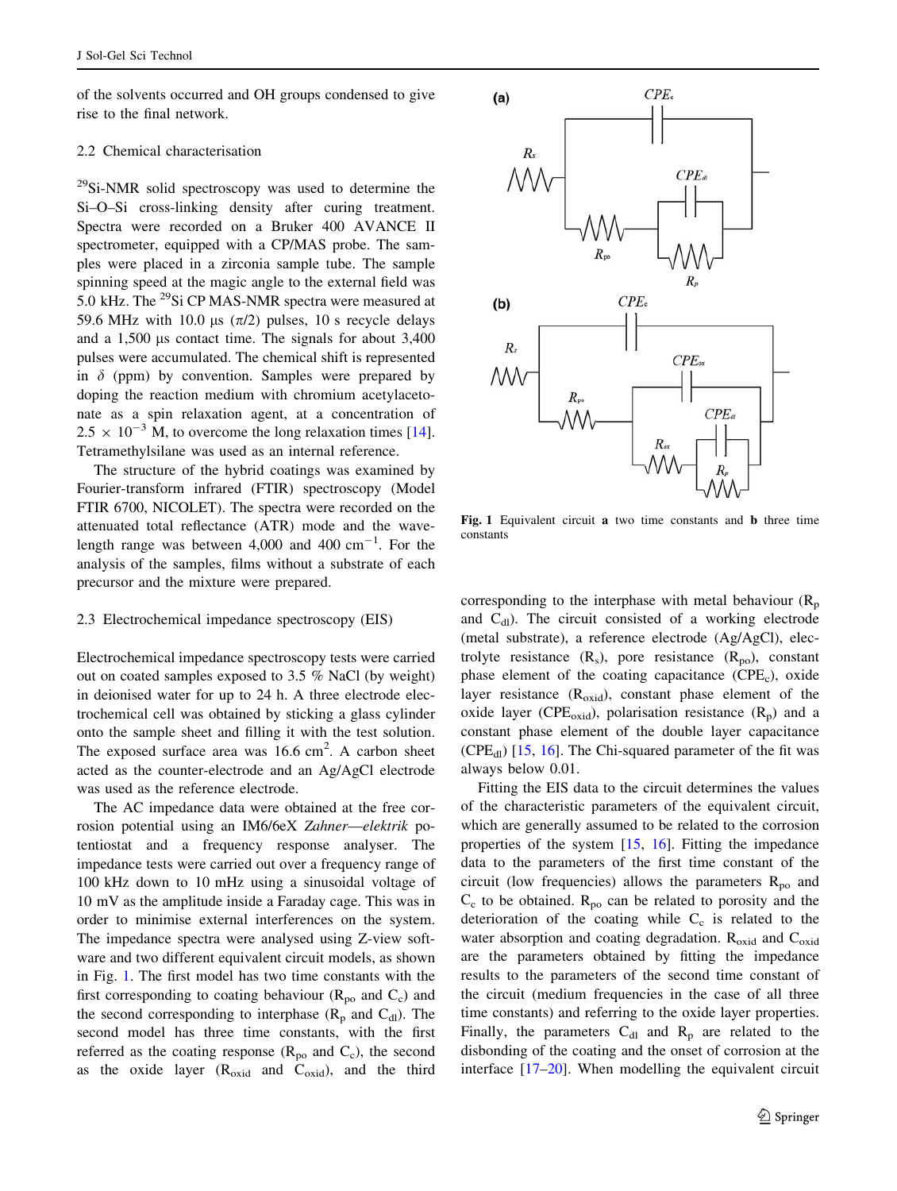of the solvents occurred and OH groups condensed to give rise to the final network.

### 2.2 Chemical characterisation

$^{29}$Si-NMR solid spectroscopy was used to determine the Si–O–Si cross-linking density after curing treatment. Spectra were recorded on the Bruker 400 AVANCE II spectrometer, equipped with a CP/MAS probe. The samples were placed in a zirconia sample tube. The sample spinning speed at the magic angle to the external field was 5.0 kHz. The $^{29}$Si CP MAS-NMR spectra were measured at 59.6 MHz with 10.0 μs ($\pi/2$) pulses, 10 s recycle delays and a 1,500 μs contact time. The signals for about 3,400 pulses were accumulated. The chemical shift is represented in $\delta$ (ppm) by convention. Samples were prepared by doping the reaction medium with chromium acetylacetonate as a spin relaxation agent, at a concentration of $2.5 \times 10^{-3}$ M, to overcome the long relaxation times [14]. Tetramethylsilane was used as an internal reference.

The structure of the hybrid coatings was examined by Fourier-transform infrared (FTIR) spectroscopy (Model FTIR 6700, NICOLET). The spectra were recorded on the attenuated total reflectance (ATR) mode and the wavelength range was between 4,000 and 400 cm$^{-1}$. For the analysis of the samples, films without a substrate of each precursor and the mixture were prepared.

### 2.3 Electrochemical impedance spectroscopy (EIS)

Electrochemical impedance spectroscopy tests were carried out on coated samples exposed to 3.5 % NaCl (by weight) in deionised water for up to 24 h. A three electrode electrochemical cell was obtained by sticking a glass cylinder onto the sample sheet and filling it with the test solution. The exposed surface area was 16.6 cm$^2$. A carbon sheet acted as the counter-electrode and an Ag/AgCl electrode was used as the reference electrode.

The AC impedance data were obtained at the free corrosion potential using an IM6/6eX *Zahner—elektrik* potentiostat and a frequency response analyser. The impedance tests were carried out over a frequency range of 100 kHz down to 10 mHz using a sinusoidal voltage of 10 mV as the amplitude inside a Faraday cage. This was in order to minimise external interferences on the system. The impedance spectra were analysed using Z-view software and two different equivalent circuit models, as shown in Fig. 1. The first model has two time constants with the first corresponding to coating behaviour ($R_{po}$ and $C_c$) and the second corresponding to interphase ($R_p$ and $C_{dl}$). The second model has three time constants, with the first referred as the coating response ($R_{po}$ and $C_c$), the second as the oxide layer ($R_{oxid}$ and $C_{oxid}$), and the third corresponding to the interphase with metal behaviour ($R_p$ and $C_{dl}$). The circuit consisted of a working electrode (metal substrate), a reference electrode (Ag/AgCl), electrolyte resistance ($R_s$), pore resistance ($R_{po}$), constant phase element of the coating capacitance ($CPE_c$), oxide layer resistance ($R_{oxid}$), constant phase element of the oxide layer ($CPE_{oxid}$), polarisation resistance ($R_p$) and a constant phase element of the double layer capacitance ($CPE_{dl}$) [15, 16]. The Chi-squared parameter of the fit was always below 0.01.

**Fig. 1** Equivalent circuit **a** two time constants and **b** three time constants

Fitting the EIS data to the circuit determines the values of the characteristic parameters of the equivalent circuit, which are generally assumed to be related to the corrosion properties of the system [15, 16]. Fitting the impedance data to the parameters of the first time constant of the circuit (low frequencies) allows the parameters $R_{po}$ and $C_c$ to be obtained. $R_{po}$ can be related to porosity and the deterioration of the coating while $C_c$ is related to the water absorption and coating degradation. $R_{oxid}$ and $C_{oxid}$ are the parameters obtained by fitting the impedance results to the parameters of the second time constant of the circuit (medium frequencies in the case of all three time constants) and referring to the oxide layer properties. Finally, the parameters $C_{dl}$ and $R_p$ are related to the disbonding of the coating and the onset of corrosion at the interface [17–20]. When modelling the equivalent circuit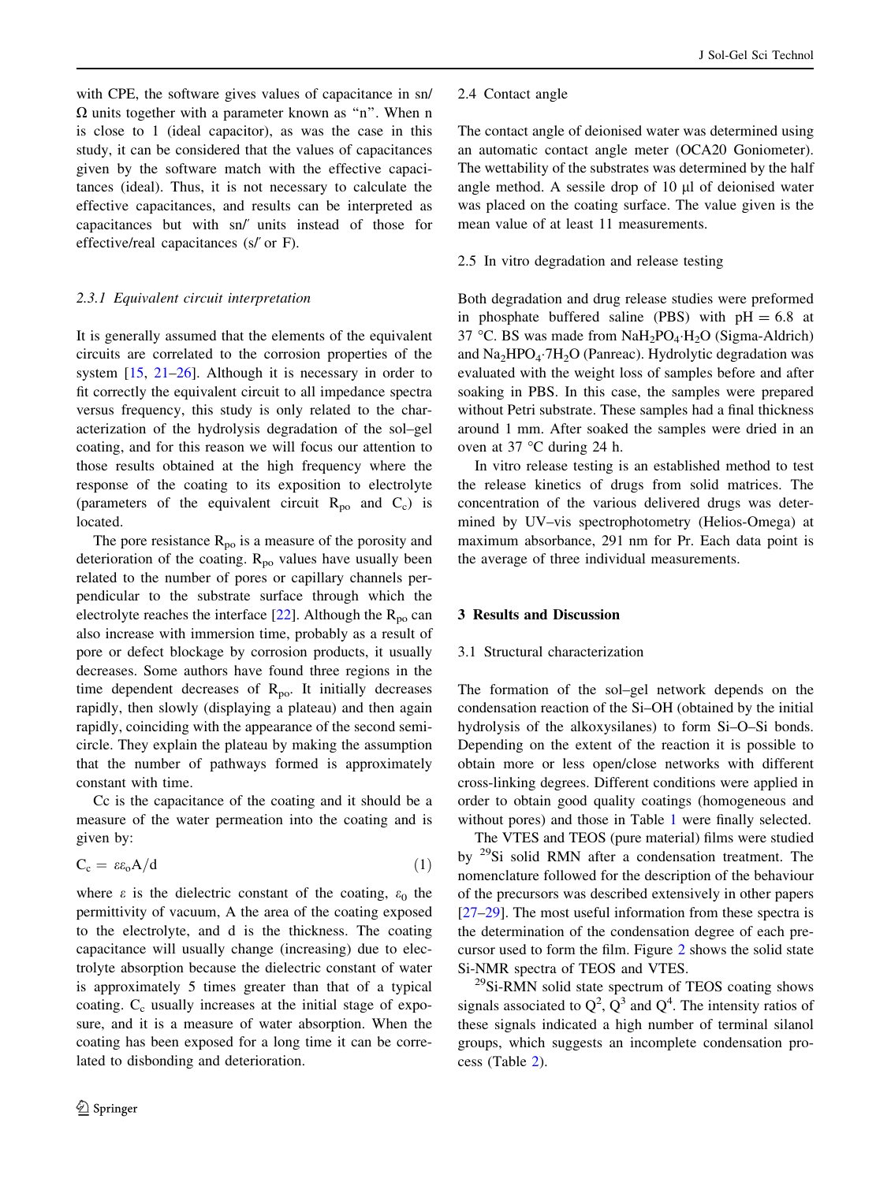with CPE, the software gives values of capacitance in sn/Ω units together with a parameter known as "n". When n is close to 1 (ideal capacitor), as was the case in this study, it can be considered that the values of capacitances given by the software match with the effective capacitances (ideal). Thus, it is not necessary to calculate the effective capacitances, and results can be interpreted as capacitances but with sn/′ units instead of those for effective/real capacitances (s/′ or F).

#### 2.3.1 Equivalent circuit interpretation

It is generally assumed that the elements of the equivalent circuits are correlated to the corrosion properties of the system [15, 21–26]. Although it is necessary in order to fit correctly the equivalent circuit to all impedance spectra versus frequency, this study is only related to the characterization of the hydrolysis degradation of the sol–gel coating, and for this reason we will focus our attention to those results obtained at the high frequency where the response of the coating to its exposition to electrolyte (parameters of the equivalent circuit $R_{po}$ and $C_c$) is located.

The pore resistance $R_{po}$ is a measure of the porosity and deterioration of the coating. $R_{po}$ values have usually been related to the number of pores or capillary channels perpendicular to the substrate surface through which the electrolyte reaches the interface [22]. Although the $R_{po}$ can also increase with immersion time, probably as a result of pore or defect blockage by corrosion products, it usually decreases. Some authors have found three regions in the time dependent decreases of $R_{po}$. It initially decreases rapidly, then slowly (displaying a plateau) and then again rapidly, coinciding with the appearance of the second semicircle. They explain the plateau by making the assumption that the number of pathways formed is approximately constant with time.

Cc is the capacitance of the coating and it should be a measure of the water permeation into the coating and is given by:

$$C_c = \varepsilon\varepsilon_o A/d \tag{1}$$

where ε is the dielectric constant of the coating, $\varepsilon_0$ the permittivity of vacuum, A the area of the coating exposed to the electrolyte, and d is the thickness. The coating capacitance will usually change (increasing) due to electrolyte absorption because the dielectric constant of water is approximately 5 times greater than that of a typical coating. $C_c$ usually increases at the initial stage of exposure, and it is a measure of water absorption. When the coating has been exposed for a long time it can be correlated to disbonding and deterioration.

### 2.4 Contact angle

The contact angle of deionised water was determined using an automatic contact angle meter (OCA20 Goniometer). The wettability of the substrates was determined by the half angle method. A sessile drop of 10 μl of deionised water was placed on the coating surface. The value given is the mean value of at least 11 measurements.

### 2.5 In vitro degradation and release testing

Both degradation and drug release studies were preformed in phosphate buffered saline (PBS) with pH = 6.8 at 37 °C. BS was made from $NaH_2PO_4 \cdot H_2O$ (Sigma-Aldrich) and $Na_2HPO_4 \cdot 7H_2O$ (Panreac). Hydrolytic degradation was evaluated with the weight loss of samples before and after soaking in PBS. In this case, the samples were prepared without Petri substrate. These samples had a final thickness around 1 mm. After soaked the samples were dried in an oven at 37 °C during 24 h.

In vitro release testing is an established method to test the release kinetics of drugs from solid matrices. The concentration of the various delivered drugs was determined by UV–vis spectrophotometry (Helios-Omega) at maximum absorbance, 291 nm for Pr. Each data point is the average of three individual measurements.

## 3 Results and Discussion

### 3.1 Structural characterization

The formation of the sol–gel network depends on the condensation reaction of the Si–OH (obtained by the initial hydrolysis of the alkoxysilanes) to form Si–O–Si bonds. Depending on the extent of the reaction it is possible to obtain more or less open/close networks with different cross-linking degrees. Different conditions were applied in order to obtain good quality coatings (homogeneous and without pores) and those in Table 1 were finally selected.

The VTES and TEOS (pure material) films were studied by $^{29}$Si solid RMN after a condensation treatment. The nomenclature followed for the description of the behaviour of the precursors was described extensively in other papers [27–29]. The most useful information from these spectra is the determination of the condensation degree of each precursor used to form the film. Figure 2 shows the solid state Si-NMR spectra of TEOS and VTES.

$^{29}$Si-RMN solid state spectrum of TEOS coating shows signals associated to $Q^2$, $Q^3$ and $Q^4$. The intensity ratios of these signals indicated a high number of terminal silanol groups, which suggests an incomplete condensation process (Table 2).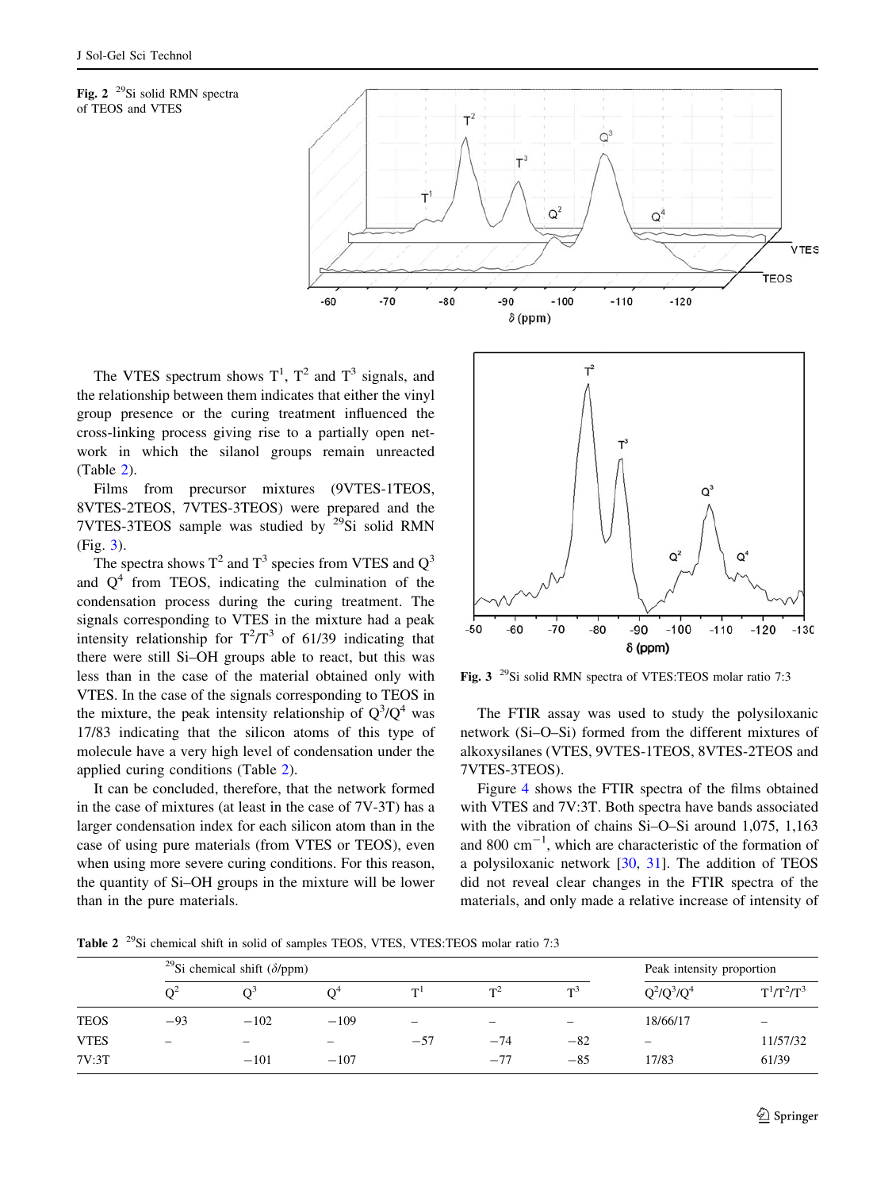Fig. 2 $^{29}$Si solid RMN spectra of TEOS and VTES

The VTES spectrum shows $T^1$, $T^2$ and $T^3$ signals, and the relationship between them indicates that either the vinyl group presence or the curing treatment influenced the cross-linking process giving rise to a partially open network in which the silanol groups remain unreacted (Table 2).

Films from precursor mixtures (9VTES-1TEOS, 8VTES-2TEOS, 7VTES-3TEOS) were prepared and the 7VTES-3TEOS sample was studied by $^{29}$Si solid RMN (Fig. 3).

The spectra shows $T^2$ and $T^3$ species from VTES and $Q^3$ and $Q^4$ from TEOS, indicating the culmination of the condensation process during the curing treatment. The signals corresponding to VTES in the mixture had a peak intensity relationship for $T^2/T^3$ of 61/39 indicating that there were still Si–OH groups able to react, but this was less than in the case of the material obtained only with VTES. In the case of the signals corresponding to TEOS in the mixture, the peak intensity relationship of $Q^3/Q^4$ was 17/83 indicating that the silicon atoms of this type of molecule have a very high level of condensation under the applied curing conditions (Table 2).

It can be concluded, therefore, that the network formed in the case of mixtures (at least in the case of 7V-3T) has a larger condensation index for each silicon atom than in the case of using pure materials (from VTES or TEOS), even when using more severe curing conditions. For this reason, the quantity of Si–OH groups in the mixture will be lower than in the pure materials.

Fig. 3 $^{29}$Si solid RMN spectra of VTES:TEOS molar ratio 7:3

The FTIR assay was used to study the polysiloxanic network (Si–O–Si) formed from the different mixtures of alkoxysilanes (VTES, 9VTES-1TEOS, 8VTES-2TEOS and 7VTES-3TEOS).

Figure 4 shows the FTIR spectra of the films obtained with VTES and 7V:3T. Both spectra have bands associated with the vibration of chains Si–O–Si around 1,075, 1,163 and 800 cm$^{-1}$, which are characteristic of the formation of a polysiloxanic network [30, 31]. The addition of TEOS did not reveal clear changes in the FTIR spectra of the materials, and only made a relative increase of intensity of

Table 2 $^{29}$Si chemical shift in solid of samples TEOS, VTES, VTES:TEOS molar ratio 7:3

| | $^{29}$Si chemical shift (δ/ppm) | | | | | | Peak intensity proportion | |
|---|---|---|---|---|---|---|---|---|
| | $Q^2$ | $Q^3$ | $Q^4$ | $T^1$ | $T^2$ | $T^3$ | $Q^2/Q^3/Q^4$ | $T^1/T^2/T^3$ |
| TEOS | −93 | −102 | −109 | – | – | – | 18/66/17 | – |
| VTES | – | – | – | −57 | −74 | −82 | – | 11/57/32 |
| 7V:3T | | −101 | −107 | | −77 | −85 | 17/83 | 61/39 |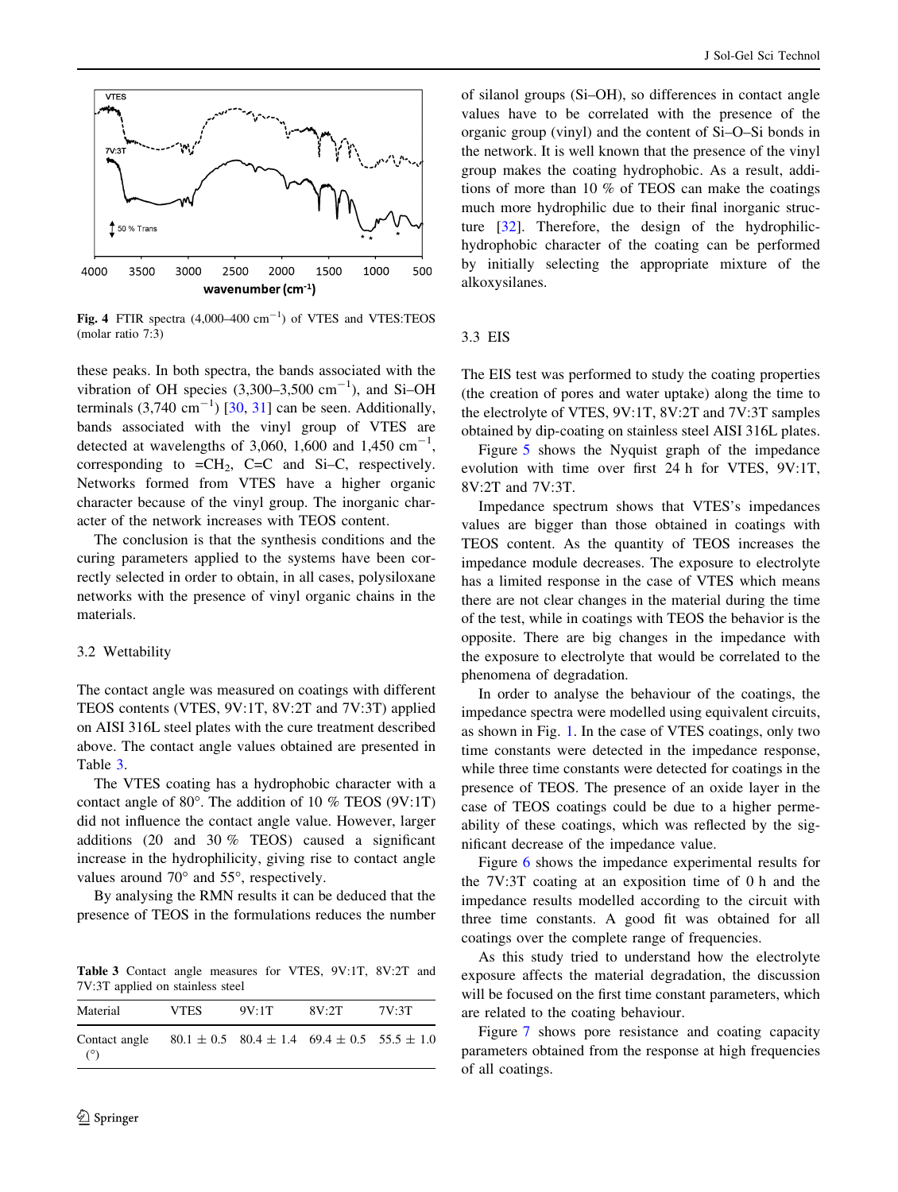Fig. 4 FTIR spectra (4,000–400 $cm^{-1}$) of VTES and VTES:TEOS (molar ratio 7:3)

these peaks. In both spectra, the bands associated with the vibration of OH species (3,300–3,500 $cm^{-1}$), and Si–OH terminals (3,740 $cm^{-1}$) [30, 31] can be seen. Additionally, bands associated with the vinyl group of VTES are detected at wavelengths of 3,060, 1,600 and 1,450 $cm^{-1}$, corresponding to $=CH_2$, C=C and Si–C, respectively. Networks formed from VTES have a higher organic character because of the vinyl group. The inorganic character of the network increases with TEOS content.

The conclusion is that the synthesis conditions and the curing parameters applied to the systems have been correctly selected in order to obtain, in all cases, polysiloxane networks with the presence of vinyl organic chains in the materials.

### 3.2 Wettability

The contact angle was measured on coatings with different TEOS contents (VTES, 9V:1T, 8V:2T and 7V:3T) applied on AISI 316L steel plates with the cure treatment described above. The contact angle values obtained are presented in Table 3.

The VTES coating has a hydrophobic character with a contact angle of 80°. The addition of 10 % TEOS (9V:1T) did not influence the contact angle value. However, larger additions (20 and 30 % TEOS) caused a significant increase in the hydrophilicity, giving rise to contact angle values around 70° and 55°, respectively.

By analysing the RMN results it can be deduced that the presence of TEOS in the formulations reduces the number of silanol groups (Si–OH), so differences in contact angle values have to be correlated with the presence of the organic group (vinyl) and the content of Si–O–Si bonds in the network. It is well known that the presence of the vinyl group makes the coating hydrophobic. As a result, additions of more than 10 % of TEOS can make the coatings much more hydrophilic due to their final inorganic structure [32]. Therefore, the design of the hydrophilic-hydrophobic character of the coating can be performed by initially selecting the appropriate mixture of the alkoxysilanes.

Table 3 Contact angle measures for VTES, 9V:1T, 8V:2T and 7V:3T applied on stainless steel

| Material | VTES | 9V:1T | 8V:2T | 7V:3T |
|---|---|---|---|---|
| Contact angle (°) | 80.1 ± 0.5 | 80.4 ± 1.4 | 69.4 ± 0.5 | 55.5 ± 1.0 |

### 3.3 EIS

The EIS test was performed to study the coating properties (the creation of pores and water uptake) along the time to the electrolyte of VTES, 9V:1T, 8V:2T and 7V:3T samples obtained by dip-coating on stainless steel AISI 316L plates.

Figure 5 shows the Nyquist graph of the impedance evolution with time over first 24 h for VTES, 9V:1T, 8V:2T and 7V:3T.

Impedance spectrum shows that VTES's impedances values are bigger than those obtained in coatings with TEOS content. As the quantity of TEOS increases the impedance module decreases. The exposure to electrolyte has a limited response in the case of VTES which means there are not clear changes in the material during the time of the test, while in coatings with TEOS the behavior is the opposite. There are big changes in the impedance with the exposure to electrolyte that would be correlated to the phenomena of degradation.

In order to analyse the behaviour of the coatings, the impedance spectra were modelled using equivalent circuits, as shown in Fig. 1. In the case of VTES coatings, only two time constants were detected in the impedance response, while three time constants were detected for coatings in the presence of TEOS. The presence of an oxide layer in the case of TEOS coatings could be due to a higher permeability of these coatings, which was reflected by the significant decrease of the impedance value.

Figure 6 shows the impedance experimental results for the 7V:3T coating at an exposition time of 0 h and the impedance results modelled according to the circuit with three time constants. A good fit was obtained for all coatings over the complete range of frequencies.

As this study tried to understand how the electrolyte exposure affects the material degradation, the discussion will be focused on the first time constant parameters, which are related to the coating behaviour.

Figure 7 shows pore resistance and coating capacity parameters obtained from the response at high frequencies of all coatings.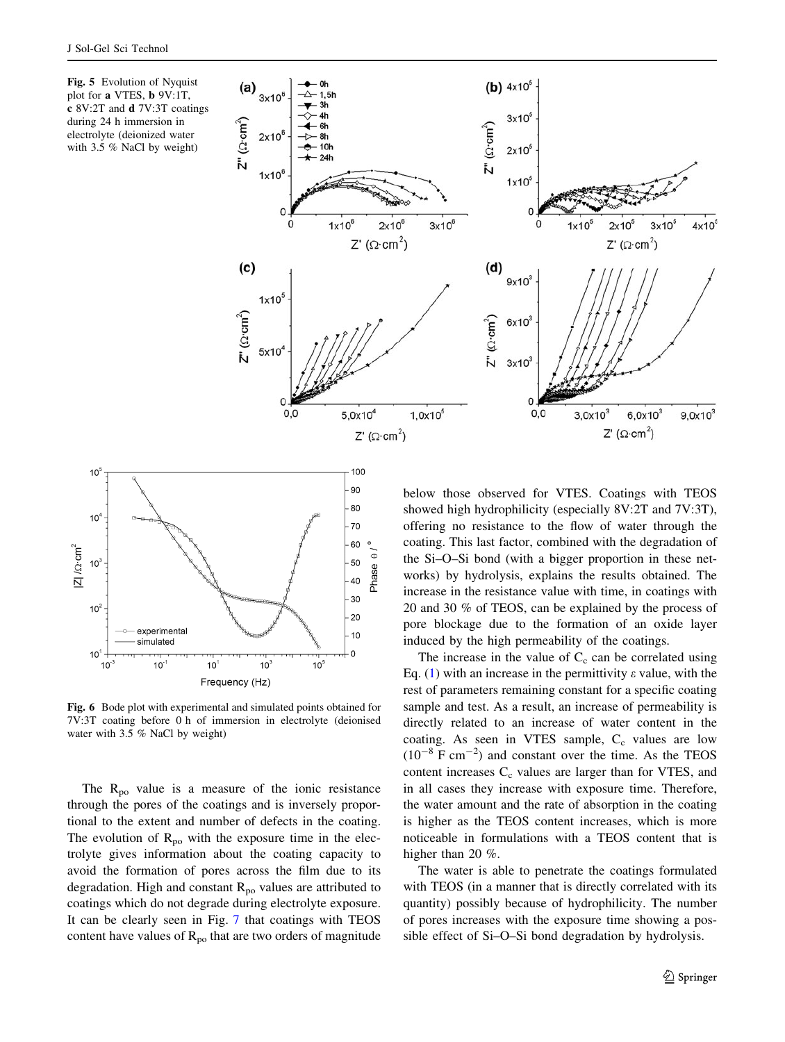**Fig. 5** Evolution of Nyquist plot for **a** VTES, **b** 9V:1T, **c** 8V:2T and **d** 7V:3T coatings during 24 h immersion in electrolyte (deionized water with 3.5 % NaCl by weight)

**Fig. 6** Bode plot with experimental and simulated points obtained for 7V:3T coating before 0 h of immersion in electrolyte (deionised water with 3.5 % NaCl by weight)

The $R_{po}$ value is a measure of the ionic resistance through the pores of the coatings and is inversely proportional to the extent and number of defects in the coating. The evolution of $R_{po}$ with the exposure time in the electrolyte gives information about the coating capacity to avoid the formation of pores across the film due to its degradation. High and constant $R_{po}$ values are attributed to coatings which do not degrade during electrolyte exposure. It can be clearly seen in Fig. 7 that coatings with TEOS content have values of $R_{po}$ that are two orders of magnitude below those observed for VTES. Coatings with TEOS showed high hydrophilicity (especially 8V:2T and 7V:3T), offering no resistance to the flow of water through the coating. This last factor, combined with the degradation of the Si–O–Si bond (with a bigger proportion in these networks) by hydrolysis, explains the results obtained. The increase in the resistance value with time, in coatings with 20 and 30 % of TEOS, can be explained by the process of pore blockage due to the formation of an oxide layer induced by the high permeability of the coatings.

The increase in the value of $C_c$ can be correlated using Eq. (1) with an increase in the permittivity $\varepsilon$ value, with the rest of parameters remaining constant for a specific coating sample and test. As a result, an increase of permeability is directly related to an increase of water content in the coating. As seen in VTES sample, $C_c$ values are low ($10^{-8}$ F cm$^{-2}$) and constant over the time. As the TEOS content increases $C_c$ values are larger than for VTES, and in all cases they increase with exposure time. Therefore, the water amount and the rate of absorption in the coating is higher as the TEOS content increases, which is more noticeable in formulations with a TEOS content that is higher than 20 %.

The water is able to penetrate the coatings formulated with TEOS (in a manner that is directly correlated with its quantity) possibly because of hydrophilicity. The number of pores increases with the exposure time showing a possible effect of Si–O–Si bond degradation by hydrolysis.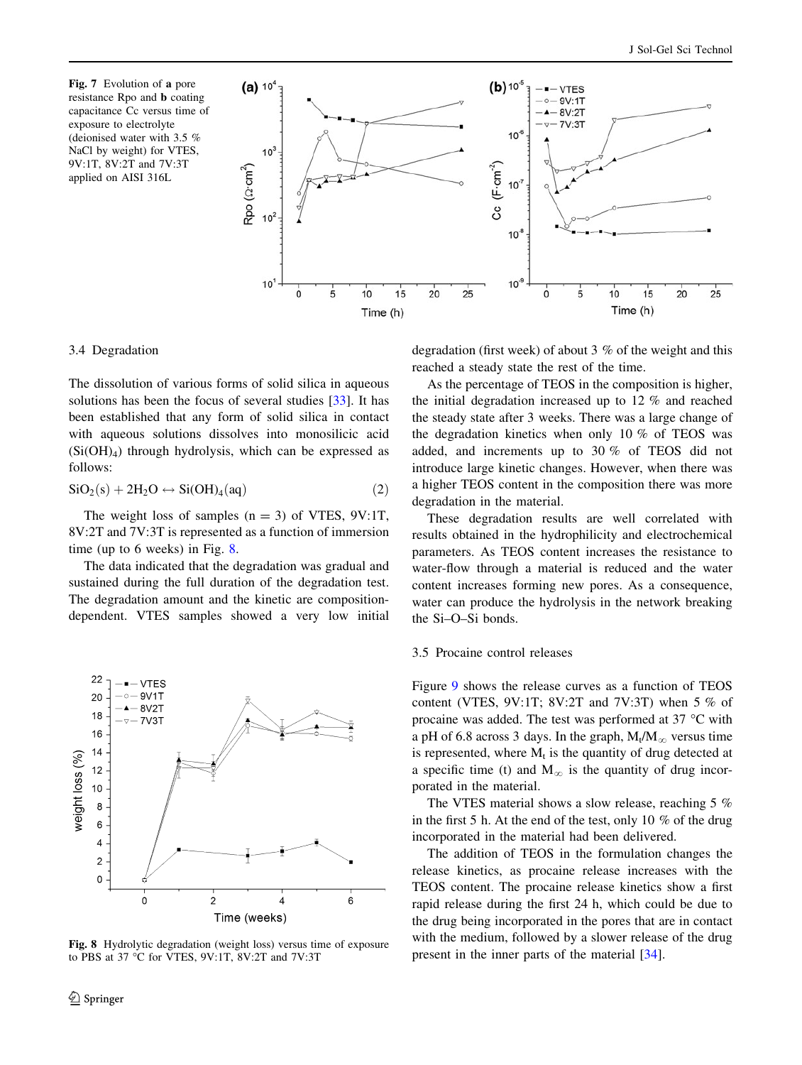Fig. 7 Evolution of **a** pore resistance Rpo and **b** coating capacitance Cc versus time of exposure to electrolyte (deionised water with 3.5 % NaCl by weight) for VTES, 9V:1T, 8V:2T and 7V:3T applied on AISI 316L

### 3.4 Degradation

The dissolution of various forms of solid silica in aqueous solutions has been the focus of several studies [33]. It has been established that any form of solid silica in contact with aqueous solutions dissolves into monosilicic acid ($Si(OH)_4$) through hydrolysis, which can be expressed as follows:

$$SiO_2(s) + 2H_2O \leftrightarrow Si(OH)_4(aq) \quad (2)$$

The weight loss of samples (n = 3) of VTES, 9V:1T, 8V:2T and 7V:3T is represented as a function of immersion time (up to 6 weeks) in Fig. 8.

The data indicated that the degradation was gradual and sustained during the full duration of the degradation test. The degradation amount and the kinetic are composition-dependent. VTES samples showed a very low initial degradation (first week) of about 3 % of the weight and this reached a steady state the rest of the time.

As the percentage of TEOS in the composition is higher, the initial degradation increased up to 12 % and reached the steady state after 3 weeks. There was a large change of the degradation kinetics when only 10 % of TEOS was added, and increments up to 30 % of TEOS did not introduce large kinetic changes. However, when there was a higher TEOS content in the composition there was more degradation in the material.

These degradation results are well correlated with results obtained in the hydrophilicity and electrochemical parameters. As TEOS content increases the resistance to water-flow through a material is reduced and the water content increases forming new pores. As a consequence, water can produce the hydrolysis in the network breaking the Si–O–Si bonds.

Fig. 8 Hydrolytic degradation (weight loss) versus time of exposure to PBS at 37 °C for VTES, 9V:1T, 8V:2T and 7V:3T

### 3.5 Procaine control releases

Figure 9 shows the release curves as a function of TEOS content (VTES, 9V:1T; 8V:2T and 7V:3T) when 5 % of procaine was added. The test was performed at 37 °C with a pH of 6.8 across 3 days. In the graph, $M_t/M_\infty$ versus time is represented, where $M_t$ is the quantity of drug detected at a specific time (t) and $M_\infty$ is the quantity of drug incorporated in the material.

The VTES material shows a slow release, reaching 5 % in the first 5 h. At the end of the test, only 10 % of the drug incorporated in the material had been delivered.

The addition of TEOS in the formulation changes the release kinetics, as procaine release increases with the TEOS content. The procaine release kinetics show a first rapid release during the first 24 h, which could be due to the drug being incorporated in the pores that are in contact with the medium, followed by a slower release of the drug present in the inner parts of the material [34].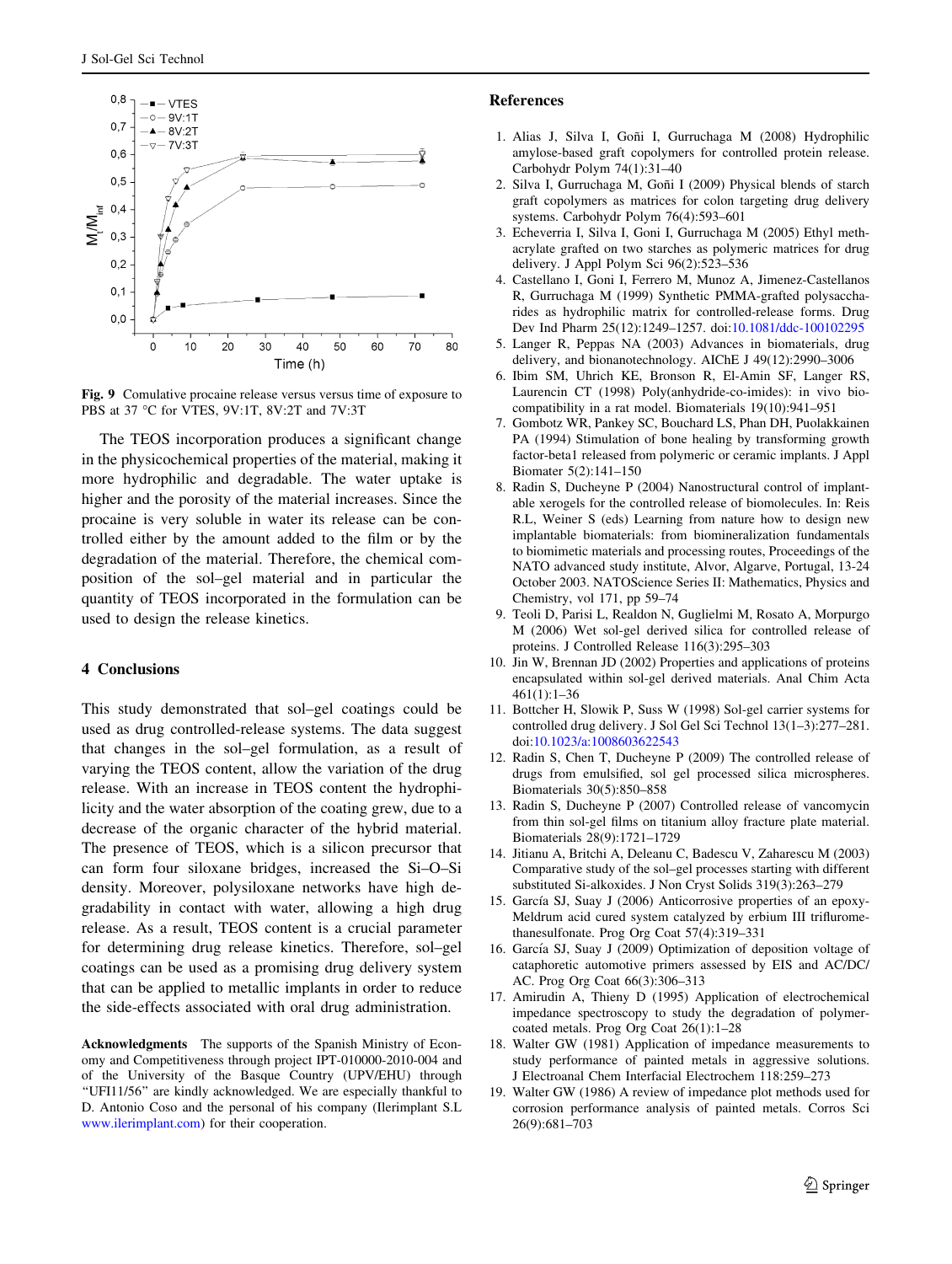Fig. 9 Comulative procaine release versus versus time of exposure to PBS at 37 °C for VTES, 9V:1T, 8V:2T and 7V:3T

The TEOS incorporation produces a significant change in the physicochemical properties of the material, making it more hydrophilic and degradable. The water uptake is higher and the porosity of the material increases. Since the procaine is very soluble in water its release can be controlled either by the amount added to the film or by the degradation of the material. Therefore, the chemical composition of the sol–gel material and in particular the quantity of TEOS incorporated in the formulation can be used to design the release kinetics.

## 4 Conclusions

This study demonstrated that sol–gel coatings could be used as drug controlled-release systems. The data suggest that changes in the sol–gel formulation, as a result of varying the TEOS content, allow the variation of the drug release. With an increase in TEOS content the hydrophilicity and the water absorption of the coating grew, due to a decrease of the organic character of the hybrid material. The presence of TEOS, which is a silicon precursor that can form four siloxane bridges, increased the Si–O–Si density. Moreover, polysiloxane networks have high degradability in contact with water, allowing a high drug release. As a result, TEOS content is a crucial parameter for determining drug release kinetics. Therefore, sol–gel coatings can be used as a promising drug delivery system that can be applied to metallic implants in order to reduce the side-effects associated with oral drug administration.

**Acknowledgments** The supports of the Spanish Ministry of Economy and Competitiveness through project IPT-010000-2010-004 and of the University of the Basque Country (UPV/EHU) through "UFI11/56" are kindly acknowledged. We are especially thankful to D. Antonio Coso and the personal of his company (Ilerimplant S.L www.ilerimplant.com) for their cooperation.

## References

1. Alias J, Silva I, Goñi I, Gurruchaga M (2008) Hydrophilic amylose-based graft copolymers for controlled protein release. Carbohydr Polym 74(1):31–40
2. Silva I, Gurruchaga M, Goñi I (2009) Physical blends of starch graft copolymers as matrices for colon targeting drug delivery systems. Carbohydr Polym 76(4):593–601
3. Echeverria I, Silva I, Goni I, Gurruchaga M (2005) Ethyl methacrylate grafted on two starches as polymeric matrices for drug delivery. J Appl Polym Sci 96(2):523–536
4. Castellano I, Goni I, Ferrero M, Munoz A, Jimenez-Castellanos R, Gurruchaga M (1999) Synthetic PMMA-grafted polysaccharides as hydrophilic matrix for controlled-release forms. Drug Dev Ind Pharm 25(12):1249–1257. doi:10.1081/ddc-100102295
5. Langer R, Peppas NA (2003) Advances in biomaterials, drug delivery, and bionanotechnology. AIChE J 49(12):2990–3006
6. Ibim SM, Uhrich KE, Bronson R, El-Amin SF, Langer RS, Laurencin CT (1998) Poly(anhydride-co-imides): in vivo biocompatibility in a rat model. Biomaterials 19(10):941–951
7. Gombotz WR, Pankey SC, Bouchard LS, Phan DH, Puolakkainen PA (1994) Stimulation of bone healing by transforming growth factor-beta1 released from polymeric or ceramic implants. J Appl Biomater 5(2):141–150
8. Radin S, Ducheyne P (2004) Nanostructural control of implantable xerogels for the controlled release of biomolecules. In: Reis R.L, Weiner S (eds) Learning from nature how to design new implantable biomaterials: from biomineralization fundamentals to biomimetic materials and processing routes, Proceedings of the NATO advanced study institute, Alvor, Algarve, Portugal, 13-24 October 2003. NATOScience Series II: Mathematics, Physics and Chemistry, vol 171, pp 59–74
9. Teoli D, Parisi L, Realdon N, Guglielmi M, Rosato A, Morpurgo M (2006) Wet sol-gel derived silica for controlled release of proteins. J Controlled Release 116(3):295–303
10. Jin W, Brennan JD (2002) Properties and applications of proteins encapsulated within sol-gel derived materials. Anal Chim Acta 461(1):1–36
11. Bottcher H, Slowik P, Suss W (1998) Sol-gel carrier systems for controlled drug delivery. J Sol Gel Sci Technol 13(1–3):277–281. doi:10.1023/a:1008603622543
12. Radin S, Chen T, Ducheyne P (2009) The controlled release of drugs from emulsified, sol gel processed silica microspheres. Biomaterials 30(5):850–858
13. Radin S, Ducheyne P (2007) Controlled release of vancomycin from thin sol-gel films on titanium alloy fracture plate material. Biomaterials 28(9):1721–1729
14. Jitianu A, Britchi A, Deleanu C, Badescu V, Zaharescu M (2003) Comparative study of the sol–gel processes starting with different substituted Si-alkoxides. J Non Cryst Solids 319(3):263–279
15. García SJ, Suay J (2006) Anticorrosive properties of an epoxy-Meldrum acid cured system catalyzed by erbium III trifluromethanesulfonate. Prog Org Coat 57(4):319–331
16. García SJ, Suay J (2009) Optimization of deposition voltage of cataphoretic automotive primers assessed by EIS and AC/DC/AC. Prog Org Coat 66(3):306–313
17. Amirudin A, Thieny D (1995) Application of electrochemical impedance spectroscopy to study the degradation of polymer-coated metals. Prog Org Coat 26(1):1–28
18. Walter GW (1981) Application of impedance measurements to study performance of painted metals in aggressive solutions. J Electroanal Chem Interfacial Electrochem 118:259–273
19. Walter GW (1986) A review of impedance plot methods used for corrosion performance analysis of painted metals. Corros Sci 26(9):681–703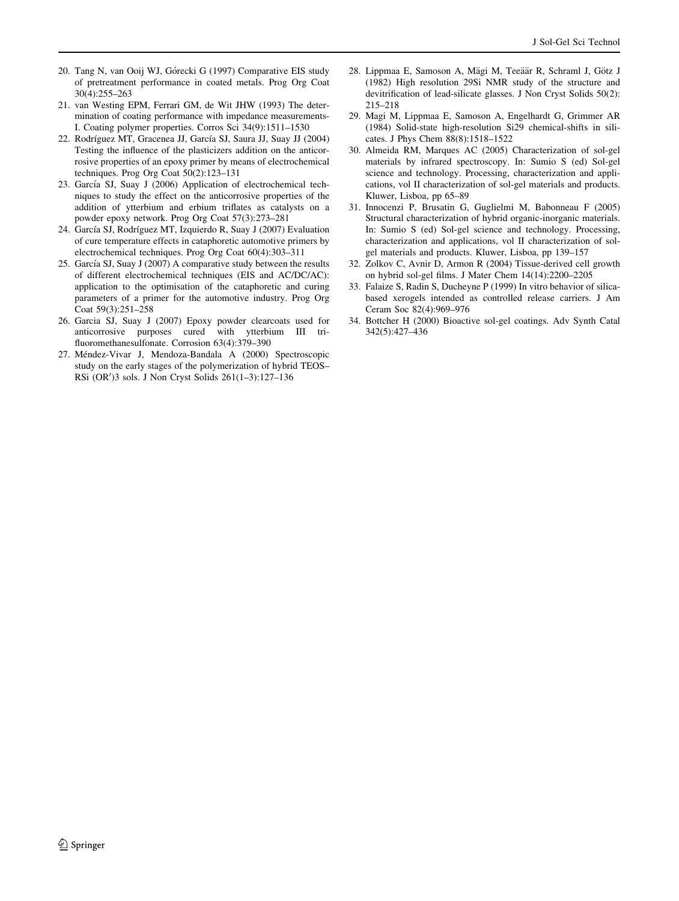20. Tang N, van Ooij WJ, Górecki G (1997) Comparative EIS study of pretreatment performance in coated metals. Prog Org Coat 30(4):255–263
21. van Westing EPM, Ferrari GM, de Wit JHW (1993) The determination of coating performance with impedance measurements-I. Coating polymer properties. Corros Sci 34(9):1511–1530
22. Rodríguez MT, Gracenea JJ, García SJ, Saura JJ, Suay JJ (2004) Testing the influence of the plasticizers addition on the anticorrosive properties of an epoxy primer by means of electrochemical techniques. Prog Org Coat 50(2):123–131
23. García SJ, Suay J (2006) Application of electrochemical techniques to study the effect on the anticorrosive properties of the addition of ytterbium and erbium triflates as catalysts on a powder epoxy network. Prog Org Coat 57(3):273–281
24. García SJ, Rodríguez MT, Izquierdo R, Suay J (2007) Evaluation of cure temperature effects in cataphoretic automotive primers by electrochemical techniques. Prog Org Coat 60(4):303–311
25. García SJ, Suay J (2007) A comparative study between the results of different electrochemical techniques (EIS and AC/DC/AC): application to the optimisation of the cataphoretic and curing parameters of a primer for the automotive industry. Prog Org Coat 59(3):251–258
26. Garcia SJ, Suay J (2007) Epoxy powder clearcoats used for anticorrosive purposes cured with ytterbium III trifluoromethanesulfonate. Corrosion 63(4):379–390
27. Méndez-Vivar J, Mendoza-Bandala A (2000) Spectroscopic study on the early stages of the polymerization of hybrid TEOS–RSi (OR′)3 sols. J Non Cryst Solids 261(1–3):127–136
28. Lippmaa E, Samoson A, Mägi M, Teeäär R, Schraml J, Götz J (1982) High resolution 29Si NMR study of the structure and devitrification of lead-silicate glasses. J Non Cryst Solids 50(2): 215–218
29. Magi M, Lippmaa E, Samoson A, Engelhardt G, Grimmer AR (1984) Solid-state high-resolution Si29 chemical-shifts in silicates. J Phys Chem 88(8):1518–1522
30. Almeida RM, Marques AC (2005) Characterization of sol-gel materials by infrared spectroscopy. In: Sumio S (ed) Sol-gel science and technology. Processing, characterization and applications, vol II characterization of sol-gel materials and products. Kluwer, Lisboa, pp 65–89
31. Innocenzi P, Brusatin G, Guglielmi M, Babonneau F (2005) Structural characterization of hybrid organic-inorganic materials. In: Sumio S (ed) Sol-gel science and technology. Processing, characterization and applications, vol II characterization of sol-gel materials and products. Kluwer, Lisboa, pp 139–157
32. Zolkov C, Avnir D, Armon R (2004) Tissue-derived cell growth on hybrid sol-gel films. J Mater Chem 14(14):2200–2205
33. Falaize S, Radin S, Ducheyne P (1999) In vitro behavior of silica-based xerogels intended as controlled release carriers. J Am Ceram Soc 82(4):969–976
34. Bottcher H (2000) Bioactive sol-gel coatings. Adv Synth Catal 342(5):427–436